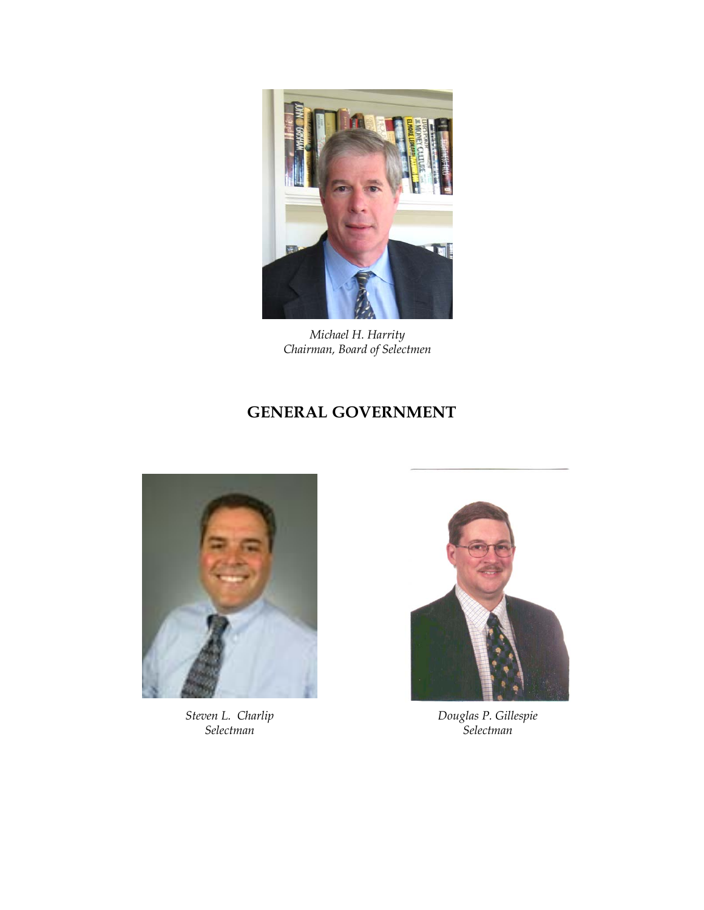*Michael H. Harrity*
*Chairman, Board of Selectmen*

# GENERAL GOVERNMENT

*Steven L. Charlip*
*Selectman*

*Douglas P. Gillespie*
*Selectman*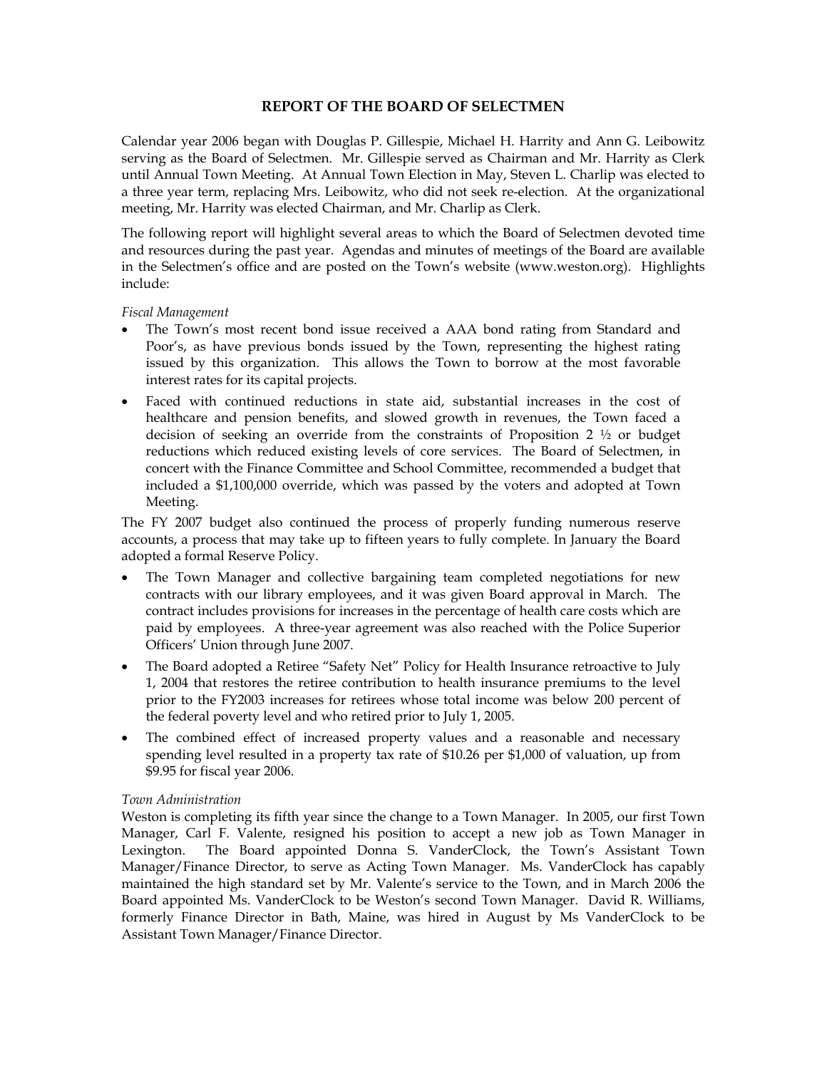# REPORT OF THE BOARD OF SELECTMEN

Calendar year 2006 began with Douglas P. Gillespie, Michael H. Harrity and Ann G. Leibowitz serving as the Board of Selectmen. Mr. Gillespie served as Chairman and Mr. Harrity as Clerk until Annual Town Meeting. At Annual Town Election in May, Steven L. Charlip was elected to a three year term, replacing Mrs. Leibowitz, who did not seek re-election. At the organizational meeting, Mr. Harrity was elected Chairman, and Mr. Charlip as Clerk.

The following report will highlight several areas to which the Board of Selectmen devoted time and resources during the past year. Agendas and minutes of meetings of the Board are available in the Selectmen's office and are posted on the Town's website (www.weston.org). Highlights include:

*Fiscal Management*

- The Town's most recent bond issue received a AAA bond rating from Standard and Poor's, as have previous bonds issued by the Town, representing the highest rating issued by this organization. This allows the Town to borrow at the most favorable interest rates for its capital projects.
- Faced with continued reductions in state aid, substantial increases in the cost of healthcare and pension benefits, and slowed growth in revenues, the Town faced a decision of seeking an override from the constraints of Proposition 2 ½ or budget reductions which reduced existing levels of core services. The Board of Selectmen, in concert with the Finance Committee and School Committee, recommended a budget that included a $1,100,000 override, which was passed by the voters and adopted at Town Meeting.

The FY 2007 budget also continued the process of properly funding numerous reserve accounts, a process that may take up to fifteen years to fully complete. In January the Board adopted a formal Reserve Policy.

- The Town Manager and collective bargaining team completed negotiations for new contracts with our library employees, and it was given Board approval in March. The contract includes provisions for increases in the percentage of health care costs which are paid by employees. A three-year agreement was also reached with the Police Superior Officers' Union through June 2007.
- The Board adopted a Retiree "Safety Net" Policy for Health Insurance retroactive to July 1, 2004 that restores the retiree contribution to health insurance premiums to the level prior to the FY2003 increases for retirees whose total income was below 200 percent of the federal poverty level and who retired prior to July 1, 2005.
- The combined effect of increased property values and a reasonable and necessary spending level resulted in a property tax rate of $10.26 per $1,000 of valuation, up from $9.95 for fiscal year 2006.

*Town Administration*

Weston is completing its fifth year since the change to a Town Manager. In 2005, our first Town Manager, Carl F. Valente, resigned his position to accept a new job as Town Manager in Lexington. The Board appointed Donna S. VanderClock, the Town's Assistant Town Manager/Finance Director, to serve as Acting Town Manager. Ms. VanderClock has capably maintained the high standard set by Mr. Valente's service to the Town, and in March 2006 the Board appointed Ms. VanderClock to be Weston's second Town Manager. David R. Williams, formerly Finance Director in Bath, Maine, was hired in August by Ms VanderClock to be Assistant Town Manager/Finance Director.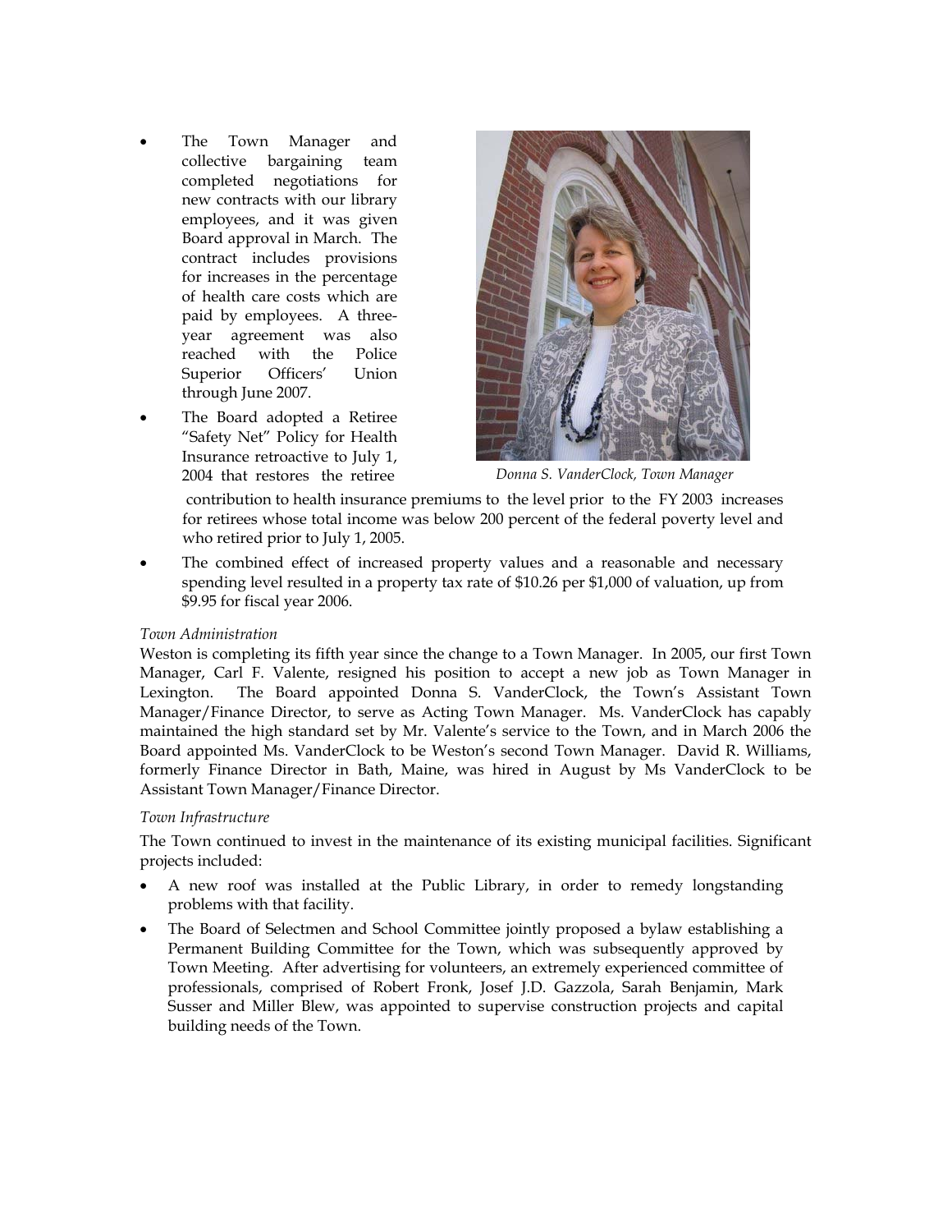- The Town Manager and collective bargaining team completed negotiations for new contracts with our library employees, and it was given Board approval in March. The contract includes provisions for increases in the percentage of health care costs which are paid by employees. A three-year agreement was also reached with the Police Superior Officers' Union through June 2007.
- The Board adopted a Retiree "Safety Net" Policy for Health Insurance retroactive to July 1, 2004 that restores the retiree contribution to health insurance premiums to the level prior to the FY 2003 increases for retirees whose total income was below 200 percent of the federal poverty level and who retired prior to July 1, 2005.
- The combined effect of increased property values and a reasonable and necessary spending level resulted in a property tax rate of $10.26 per $1,000 of valuation, up from $9.95 for fiscal year 2006.

*Donna S. VanderClock, Town Manager*

*Town Administration*

Weston is completing its fifth year since the change to a Town Manager. In 2005, our first Town Manager, Carl F. Valente, resigned his position to accept a new job as Town Manager in Lexington. The Board appointed Donna S. VanderClock, the Town's Assistant Town Manager/Finance Director, to serve as Acting Town Manager. Ms. VanderClock has capably maintained the high standard set by Mr. Valente's service to the Town, and in March 2006 the Board appointed Ms. VanderClock to be Weston's second Town Manager. David R. Williams, formerly Finance Director in Bath, Maine, was hired in August by Ms VanderClock to be Assistant Town Manager/Finance Director.

*Town Infrastructure*

The Town continued to invest in the maintenance of its existing municipal facilities. Significant projects included:

- A new roof was installed at the Public Library, in order to remedy longstanding problems with that facility.
- The Board of Selectmen and School Committee jointly proposed a bylaw establishing a Permanent Building Committee for the Town, which was subsequently approved by Town Meeting. After advertising for volunteers, an extremely experienced committee of professionals, comprised of Robert Fronk, Josef J.D. Gazzola, Sarah Benjamin, Mark Susser and Miller Blew, was appointed to supervise construction projects and capital building needs of the Town.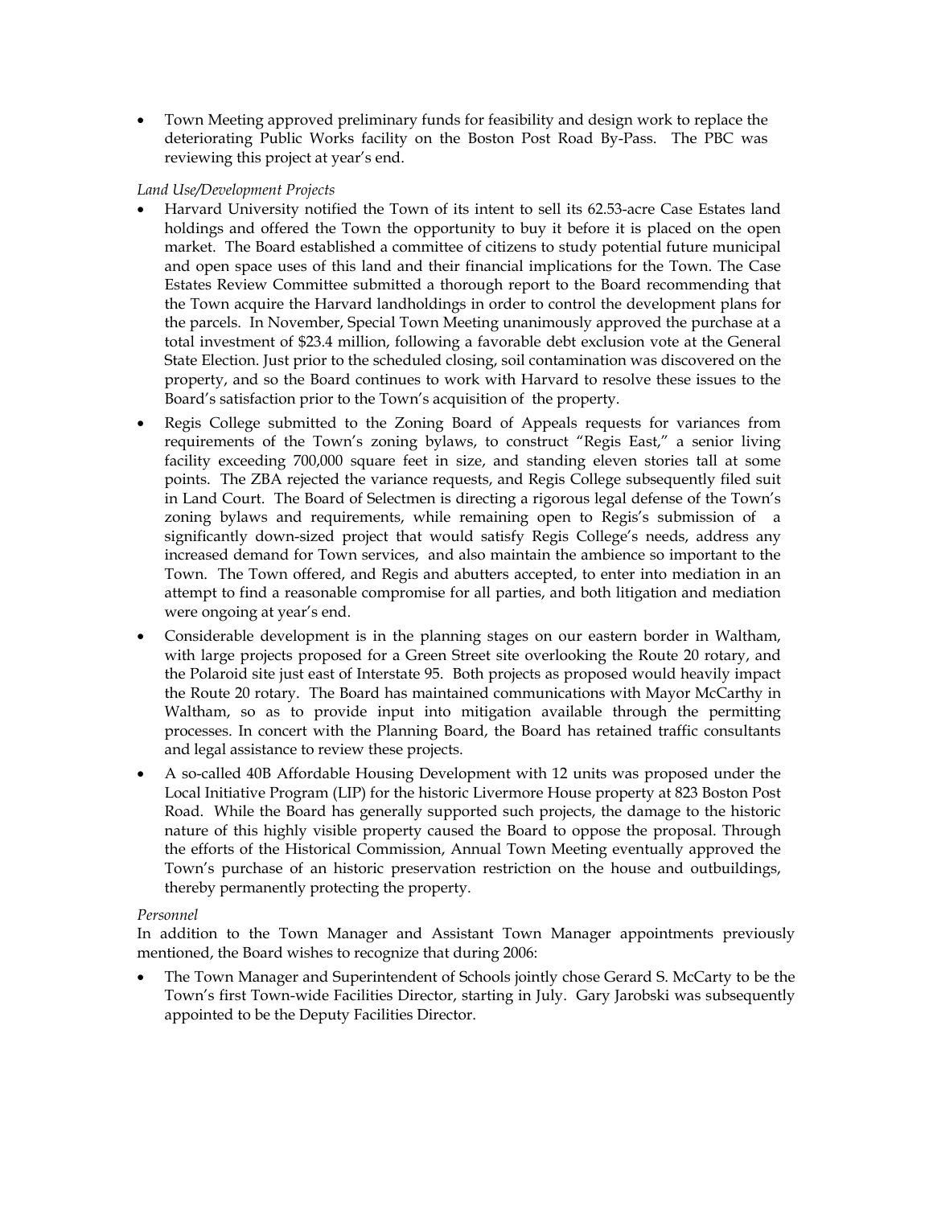- Town Meeting approved preliminary funds for feasibility and design work to replace the deteriorating Public Works facility on the Boston Post Road By-Pass. The PBC was reviewing this project at year's end.

*Land Use/Development Projects*

- Harvard University notified the Town of its intent to sell its 62.53-acre Case Estates land holdings and offered the Town the opportunity to buy it before it is placed on the open market. The Board established a committee of citizens to study potential future municipal and open space uses of this land and their financial implications for the Town. The Case Estates Review Committee submitted a thorough report to the Board recommending that the Town acquire the Harvard landholdings in order to control the development plans for the parcels. In November, Special Town Meeting unanimously approved the purchase at a total investment of $23.4 million, following a favorable debt exclusion vote at the General State Election. Just prior to the scheduled closing, soil contamination was discovered on the property, and so the Board continues to work with Harvard to resolve these issues to the Board's satisfaction prior to the Town's acquisition of the property.
- Regis College submitted to the Zoning Board of Appeals requests for variances from requirements of the Town's zoning bylaws, to construct "Regis East," a senior living facility exceeding 700,000 square feet in size, and standing eleven stories tall at some points. The ZBA rejected the variance requests, and Regis College subsequently filed suit in Land Court. The Board of Selectmen is directing a rigorous legal defense of the Town's zoning bylaws and requirements, while remaining open to Regis's submission of a significantly down-sized project that would satisfy Regis College's needs, address any increased demand for Town services, and also maintain the ambience so important to the Town. The Town offered, and Regis and abutters accepted, to enter into mediation in an attempt to find a reasonable compromise for all parties, and both litigation and mediation were ongoing at year's end.
- Considerable development is in the planning stages on our eastern border in Waltham, with large projects proposed for a Green Street site overlooking the Route 20 rotary, and the Polaroid site just east of Interstate 95. Both projects as proposed would heavily impact the Route 20 rotary. The Board has maintained communications with Mayor McCarthy in Waltham, so as to provide input into mitigation available through the permitting processes. In concert with the Planning Board, the Board has retained traffic consultants and legal assistance to review these projects.
- A so-called 40B Affordable Housing Development with 12 units was proposed under the Local Initiative Program (LIP) for the historic Livermore House property at 823 Boston Post Road. While the Board has generally supported such projects, the damage to the historic nature of this highly visible property caused the Board to oppose the proposal. Through the efforts of the Historical Commission, Annual Town Meeting eventually approved the Town's purchase of an historic preservation restriction on the house and outbuildings, thereby permanently protecting the property.

*Personnel*

In addition to the Town Manager and Assistant Town Manager appointments previously mentioned, the Board wishes to recognize that during 2006:

- The Town Manager and Superintendent of Schools jointly chose Gerard S. McCarty to be the Town's first Town-wide Facilities Director, starting in July. Gary Jarobski was subsequently appointed to be the Deputy Facilities Director.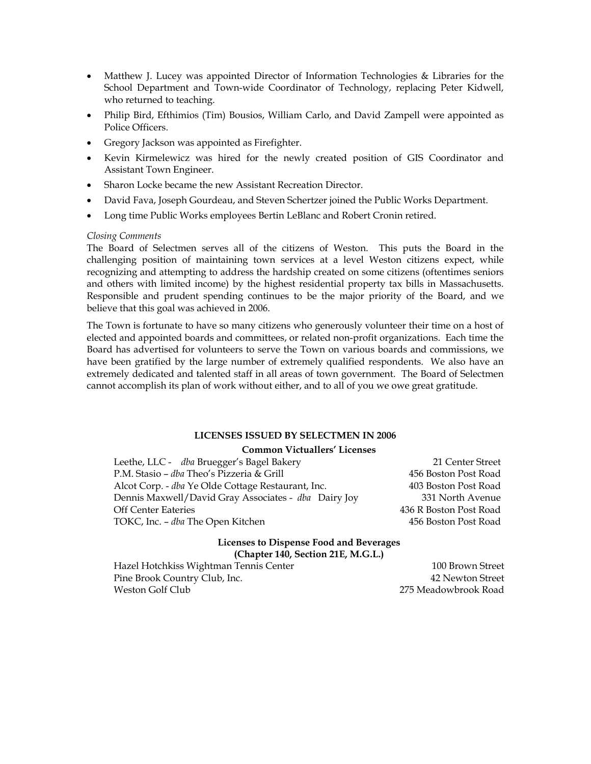- Matthew J. Lucey was appointed Director of Information Technologies & Libraries for the School Department and Town-wide Coordinator of Technology, replacing Peter Kidwell, who returned to teaching.
- Philip Bird, Efthimios (Tim) Bousios, William Carlo, and David Zampell were appointed as Police Officers.
- Gregory Jackson was appointed as Firefighter.
- Kevin Kirmelewicz was hired for the newly created position of GIS Coordinator and Assistant Town Engineer.
- Sharon Locke became the new Assistant Recreation Director.
- David Fava, Joseph Gourdeau, and Steven Schertzer joined the Public Works Department.
- Long time Public Works employees Bertin LeBlanc and Robert Cronin retired.

*Closing Comments*

The Board of Selectmen serves all of the citizens of Weston. This puts the Board in the challenging position of maintaining town services at a level Weston citizens expect, while recognizing and attempting to address the hardship created on some citizens (oftentimes seniors and others with limited income) by the highest residential property tax bills in Massachusetts. Responsible and prudent spending continues to be the major priority of the Board, and we believe that this goal was achieved in 2006.

The Town is fortunate to have so many citizens who generously volunteer their time on a host of elected and appointed boards and committees, or related non-profit organizations. Each time the Board has advertised for volunteers to serve the Town on various boards and commissions, we have been gratified by the large number of extremely qualified respondents. We also have an extremely dedicated and talented staff in all areas of town government. The Board of Selectmen cannot accomplish its plan of work without either, and to all of you we owe great gratitude.

## LICENSES ISSUED BY SELECTMEN IN 2006

### Common Victuallers' Licenses

| | |
|---|---|
| Leethe, LLC - *dba* Bruegger's Bagel Bakery | 21 Center Street |
| P.M. Stasio – *dba* Theo's Pizzeria & Grill | 456 Boston Post Road |
| Alcot Corp. - *dba* Ye Olde Cottage Restaurant, Inc. | 403 Boston Post Road |
| Dennis Maxwell/David Gray Associates - *dba* Dairy Joy | 331 North Avenue |
| Off Center Eateries | 436 R Boston Post Road |
| TOKC, Inc. – *dba* The Open Kitchen | 456 Boston Post Road |

### Licenses to Dispense Food and Beverages (Chapter 140, Section 21E, M.G.L.)

| | |
|---|---|
| Hazel Hotchkiss Wightman Tennis Center | 100 Brown Street |
| Pine Brook Country Club, Inc. | 42 Newton Street |
| Weston Golf Club | 275 Meadowbrook Road |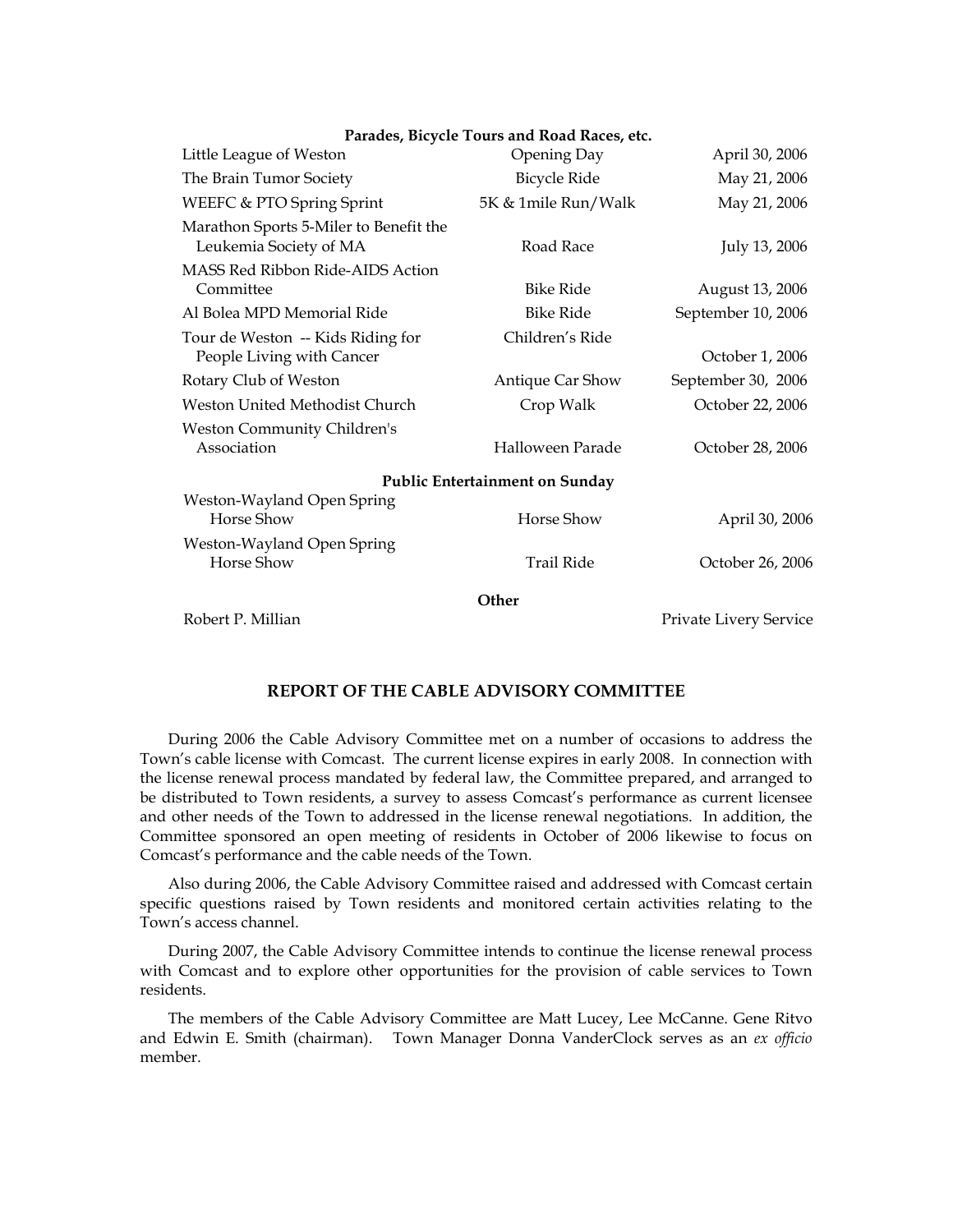| **Parades, Bicycle Tours and Road Races, etc.** | | |
|---|---|---|
| Little League of Weston | Opening Day | April 30, 2006 |
| The Brain Tumor Society | Bicycle Ride | May 21, 2006 |
| WEEFC & PTO Spring Sprint | 5K & 1mile Run/Walk | May 21, 2006 |
| Marathon Sports 5-Miler to Benefit the Leukemia Society of MA | Road Race | July 13, 2006 |
| MASS Red Ribbon Ride-AIDS Action Committee | Bike Ride | August 13, 2006 |
| Al Bolea MPD Memorial Ride | Bike Ride | September 10, 2006 |
| Tour de Weston -- Kids Riding for People Living with Cancer | Children's Ride | October 1, 2006 |
| Rotary Club of Weston | Antique Car Show | September 30, 2006 |
| Weston United Methodist Church | Crop Walk | October 22, 2006 |
| Weston Community Children's Association | Halloween Parade | October 28, 2006 |
| **Public Entertainment on Sunday** | | |
| Weston-Wayland Open Spring Horse Show | Horse Show | April 30, 2006 |
| Weston-Wayland Open Spring Horse Show | Trail Ride | October 26, 2006 |
| **Other** | | |
| Robert P. Millian | | Private Livery Service |

## REPORT OF THE CABLE ADVISORY COMMITTEE

During 2006 the Cable Advisory Committee met on a number of occasions to address the Town's cable license with Comcast. The current license expires in early 2008. In connection with the license renewal process mandated by federal law, the Committee prepared, and arranged to be distributed to Town residents, a survey to assess Comcast's performance as current licensee and other needs of the Town to addressed in the license renewal negotiations. In addition, the Committee sponsored an open meeting of residents in October of 2006 likewise to focus on Comcast's performance and the cable needs of the Town.

Also during 2006, the Cable Advisory Committee raised and addressed with Comcast certain specific questions raised by Town residents and monitored certain activities relating to the Town's access channel.

During 2007, the Cable Advisory Committee intends to continue the license renewal process with Comcast and to explore other opportunities for the provision of cable services to Town residents.

The members of the Cable Advisory Committee are Matt Lucey, Lee McCanne. Gene Ritvo and Edwin E. Smith (chairman). Town Manager Donna VanderClock serves as an *ex officio* member.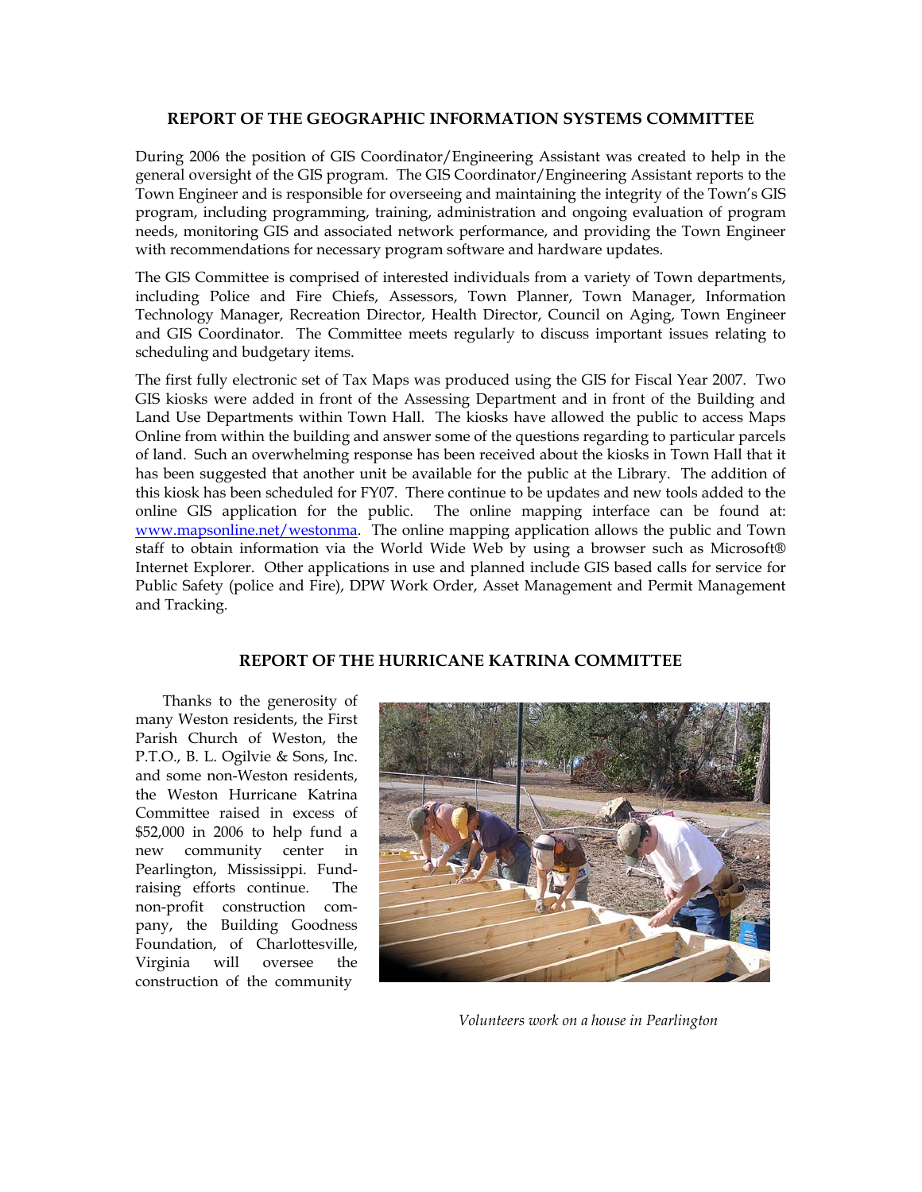## REPORT OF THE GEOGRAPHIC INFORMATION SYSTEMS COMMITTEE

During 2006 the position of GIS Coordinator/Engineering Assistant was created to help in the general oversight of the GIS program. The GIS Coordinator/Engineering Assistant reports to the Town Engineer and is responsible for overseeing and maintaining the integrity of the Town's GIS program, including programming, training, administration and ongoing evaluation of program needs, monitoring GIS and associated network performance, and providing the Town Engineer with recommendations for necessary program software and hardware updates.

The GIS Committee is comprised of interested individuals from a variety of Town departments, including Police and Fire Chiefs, Assessors, Town Planner, Town Manager, Information Technology Manager, Recreation Director, Health Director, Council on Aging, Town Engineer and GIS Coordinator. The Committee meets regularly to discuss important issues relating to scheduling and budgetary items.

The first fully electronic set of Tax Maps was produced using the GIS for Fiscal Year 2007. Two GIS kiosks were added in front of the Assessing Department and in front of the Building and Land Use Departments within Town Hall. The kiosks have allowed the public to access Maps Online from within the building and answer some of the questions regarding to particular parcels of land. Such an overwhelming response has been received about the kiosks in Town Hall that it has been suggested that another unit be available for the public at the Library. The addition of this kiosk has been scheduled for FY07. There continue to be updates and new tools added to the online GIS application for the public. The online mapping interface can be found at: [www.mapsonline.net/westonma](http://www.mapsonline.net/westonma). The online mapping application allows the public and Town staff to obtain information via the World Wide Web by using a browser such as Microsoft® Internet Explorer. Other applications in use and planned include GIS based calls for service for Public Safety (police and Fire), DPW Work Order, Asset Management and Permit Management and Tracking.

## REPORT OF THE HURRICANE KATRINA COMMITTEE

Thanks to the generosity of many Weston residents, the First Parish Church of Weston, the P.T.O., B. L. Ogilvie & Sons, Inc. and some non-Weston residents, the Weston Hurricane Katrina Committee raised in excess of $52,000 in 2006 to help fund a new community center in Pearlington, Mississippi. Fund-raising efforts continue. The non-profit construction company, the Building Goodness Foundation, of Charlottesville, Virginia will oversee the construction of the community

*Volunteers work on a house in Pearlington*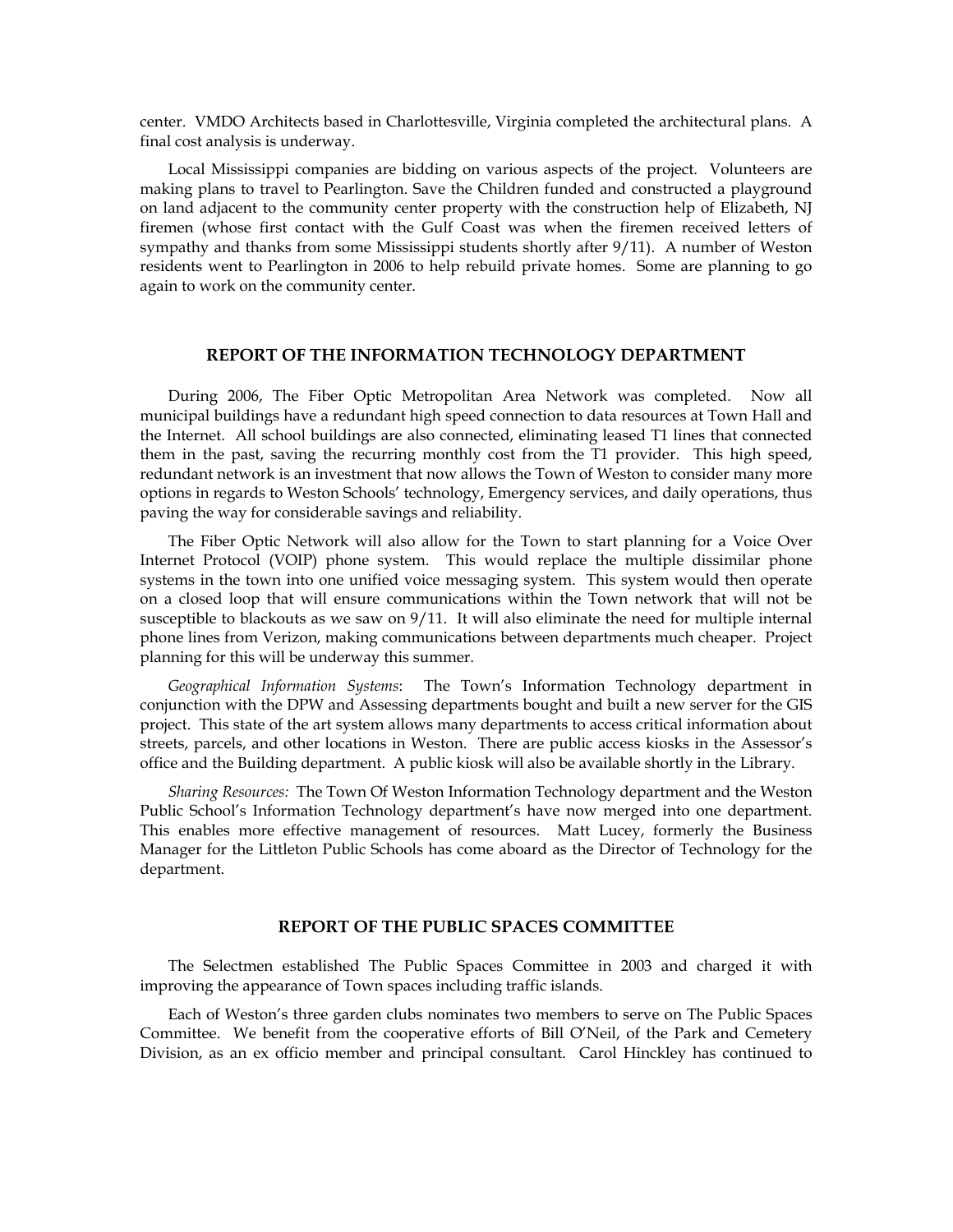center. VMDO Architects based in Charlottesville, Virginia completed the architectural plans. A final cost analysis is underway.

Local Mississippi companies are bidding on various aspects of the project. Volunteers are making plans to travel to Pearlington. Save the Children funded and constructed a playground on land adjacent to the community center property with the construction help of Elizabeth, NJ firemen (whose first contact with the Gulf Coast was when the firemen received letters of sympathy and thanks from some Mississippi students shortly after 9/11). A number of Weston residents went to Pearlington in 2006 to help rebuild private homes. Some are planning to go again to work on the community center.

## REPORT OF THE INFORMATION TECHNOLOGY DEPARTMENT

During 2006, The Fiber Optic Metropolitan Area Network was completed. Now all municipal buildings have a redundant high speed connection to data resources at Town Hall and the Internet. All school buildings are also connected, eliminating leased T1 lines that connected them in the past, saving the recurring monthly cost from the T1 provider. This high speed, redundant network is an investment that now allows the Town of Weston to consider many more options in regards to Weston Schools' technology, Emergency services, and daily operations, thus paving the way for considerable savings and reliability.

The Fiber Optic Network will also allow for the Town to start planning for a Voice Over Internet Protocol (VOIP) phone system. This would replace the multiple dissimilar phone systems in the town into one unified voice messaging system. This system would then operate on a closed loop that will ensure communications within the Town network that will not be susceptible to blackouts as we saw on 9/11. It will also eliminate the need for multiple internal phone lines from Verizon, making communications between departments much cheaper. Project planning for this will be underway this summer.

*Geographical Information Systems*: The Town's Information Technology department in conjunction with the DPW and Assessing departments bought and built a new server for the GIS project. This state of the art system allows many departments to access critical information about streets, parcels, and other locations in Weston. There are public access kiosks in the Assessor's office and the Building department. A public kiosk will also be available shortly in the Library.

*Sharing Resources:* The Town Of Weston Information Technology department and the Weston Public School's Information Technology department's have now merged into one department. This enables more effective management of resources. Matt Lucey, formerly the Business Manager for the Littleton Public Schools has come aboard as the Director of Technology for the department.

## REPORT OF THE PUBLIC SPACES COMMITTEE

The Selectmen established The Public Spaces Committee in 2003 and charged it with improving the appearance of Town spaces including traffic islands.

Each of Weston's three garden clubs nominates two members to serve on The Public Spaces Committee. We benefit from the cooperative efforts of Bill O'Neil, of the Park and Cemetery Division, as an ex officio member and principal consultant. Carol Hinckley has continued to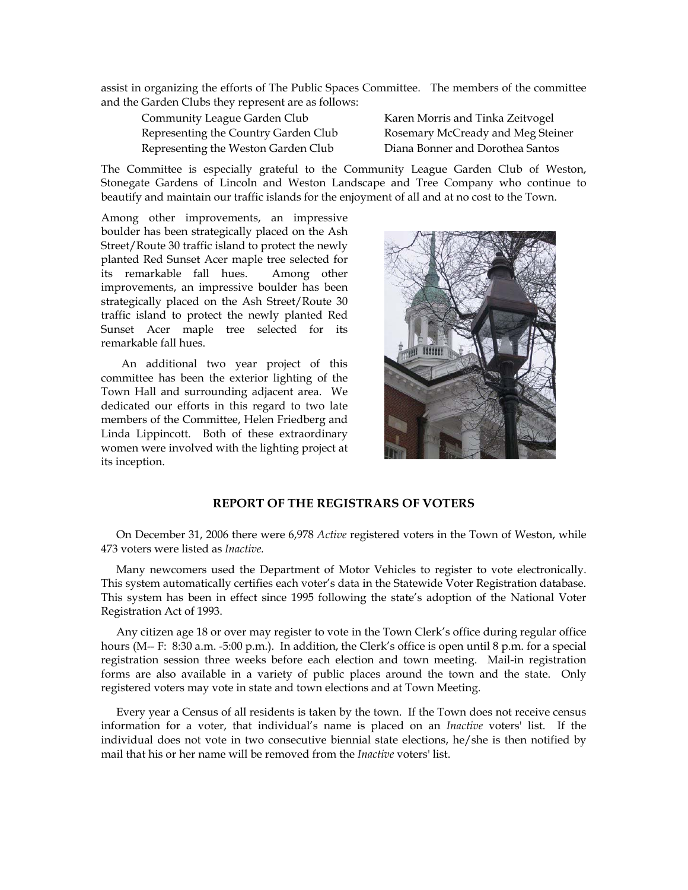assist in organizing the efforts of The Public Spaces Committee. The members of the committee and the Garden Clubs they represent are as follows:

| | |
|---|---|
| Community League Garden Club | Karen Morris and Tinka Zeitvogel |
| Representing the Country Garden Club | Rosemary McCready and Meg Steiner |
| Representing the Weston Garden Club | Diana Bonner and Dorothea Santos |

The Committee is especially grateful to the Community League Garden Club of Weston, Stonegate Gardens of Lincoln and Weston Landscape and Tree Company who continue to beautify and maintain our traffic islands for the enjoyment of all and at no cost to the Town.

Among other improvements, an impressive boulder has been strategically placed on the Ash Street/Route 30 traffic island to protect the newly planted Red Sunset Acer maple tree selected for its remarkable fall hues. Among other improvements, an impressive boulder has been strategically placed on the Ash Street/Route 30 traffic island to protect the newly planted Red Sunset Acer maple tree selected for its remarkable fall hues.

An additional two year project of this committee has been the exterior lighting of the Town Hall and surrounding adjacent area. We dedicated our efforts in this regard to two late members of the Committee, Helen Friedberg and Linda Lippincott. Both of these extraordinary women were involved with the lighting project at its inception.

## REPORT OF THE REGISTRARS OF VOTERS

On December 31, 2006 there were 6,978 *Active* registered voters in the Town of Weston, while 473 voters were listed as *Inactive.*

Many newcomers used the Department of Motor Vehicles to register to vote electronically. This system automatically certifies each voter's data in the Statewide Voter Registration database. This system has been in effect since 1995 following the state's adoption of the National Voter Registration Act of 1993.

Any citizen age 18 or over may register to vote in the Town Clerk's office during regular office hours (M-- F: 8:30 a.m. -5:00 p.m.). In addition, the Clerk's office is open until 8 p.m. for a special registration session three weeks before each election and town meeting. Mail-in registration forms are also available in a variety of public places around the town and the state. Only registered voters may vote in state and town elections and at Town Meeting.

Every year a Census of all residents is taken by the town. If the Town does not receive census information for a voter, that individual's name is placed on an *Inactive* voters' list. If the individual does not vote in two consecutive biennial state elections, he/she is then notified by mail that his or her name will be removed from the *Inactive* voters' list.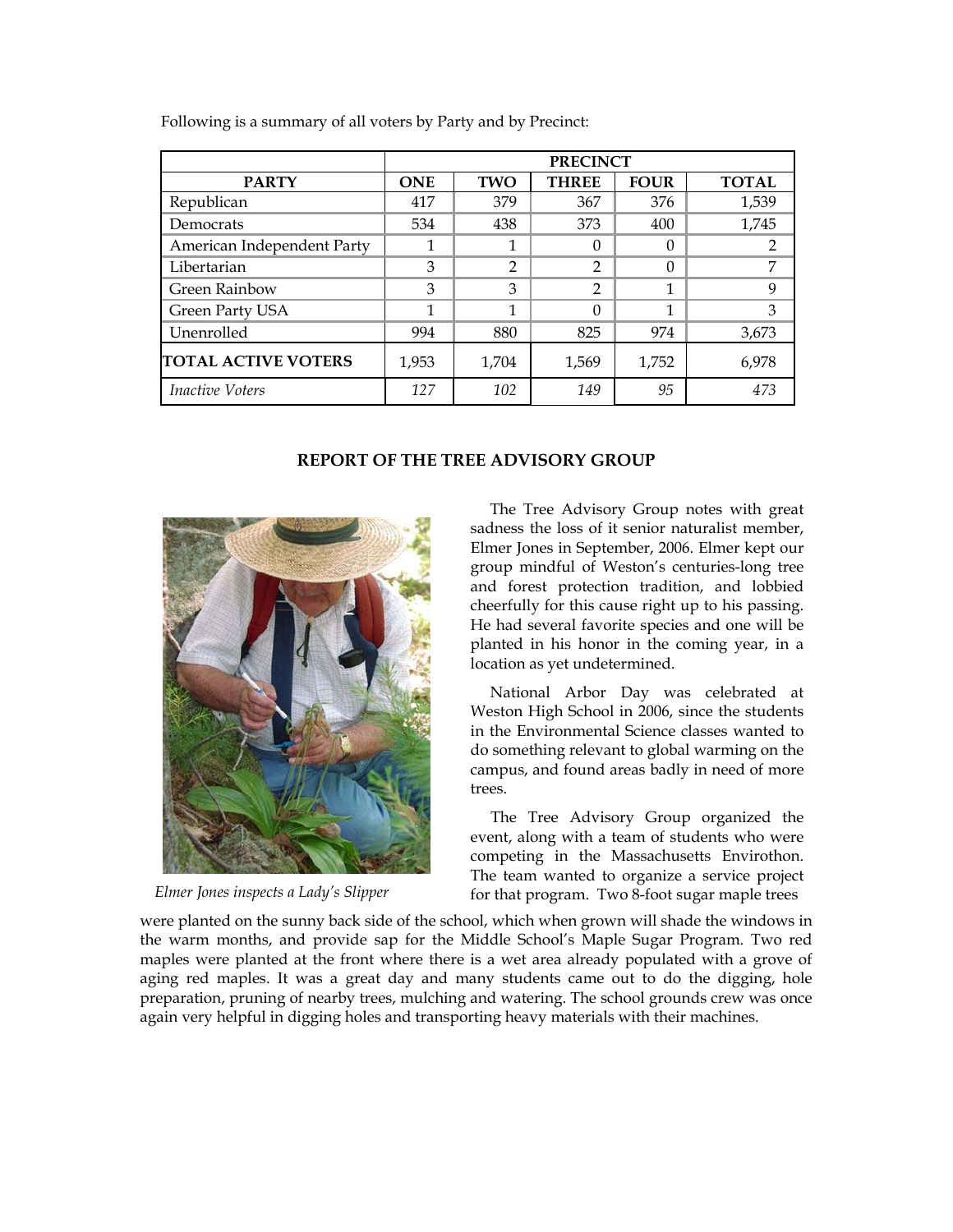Following is a summary of all voters by Party and by Precinct:

| | PRECINCT | | | | |
|---|---|---|---|---|---|
| **PARTY** | **ONE** | **TWO** | **THREE** | **FOUR** | **TOTAL** |
| Republican | 417 | 379 | 367 | 376 | 1,539 |
| Democrats | 534 | 438 | 373 | 400 | 1,745 |
| American Independent Party | 1 | 1 | 0 | 0 | 2 |
| Libertarian | 3 | 2 | 2 | 0 | 7 |
| Green Rainbow | 3 | 3 | 2 | 1 | 9 |
| Green Party USA | 1 | 1 | 0 | 1 | 3 |
| Unenrolled | 994 | 880 | 825 | 974 | 3,673 |
| **TOTAL ACTIVE VOTERS** | 1,953 | 1,704 | 1,569 | 1,752 | 6,978 |
| *Inactive Voters* | *127* | *102* | *149* | *95* | *473* |

## REPORT OF THE TREE ADVISORY GROUP

*Elmer Jones inspects a Lady's Slipper*

The Tree Advisory Group notes with great sadness the loss of it senior naturalist member, Elmer Jones in September, 2006. Elmer kept our group mindful of Weston's centuries-long tree and forest protection tradition, and lobbied cheerfully for this cause right up to his passing. He had several favorite species and one will be planted in his honor in the coming year, in a location as yet undetermined.

National Arbor Day was celebrated at Weston High School in 2006, since the students in the Environmental Science classes wanted to do something relevant to global warming on the campus, and found areas badly in need of more trees.

The Tree Advisory Group organized the event, along with a team of students who were competing in the Massachusetts Envirothon. The team wanted to organize a service project for that program. Two 8-foot sugar maple trees were planted on the sunny back side of the school, which when grown will shade the windows in the warm months, and provide sap for the Middle School's Maple Sugar Program. Two red maples were planted at the front where there is a wet area already populated with a grove of aging red maples. It was a great day and many students came out to do the digging, hole preparation, pruning of nearby trees, mulching and watering. The school grounds crew was once again very helpful in digging holes and transporting heavy materials with their machines.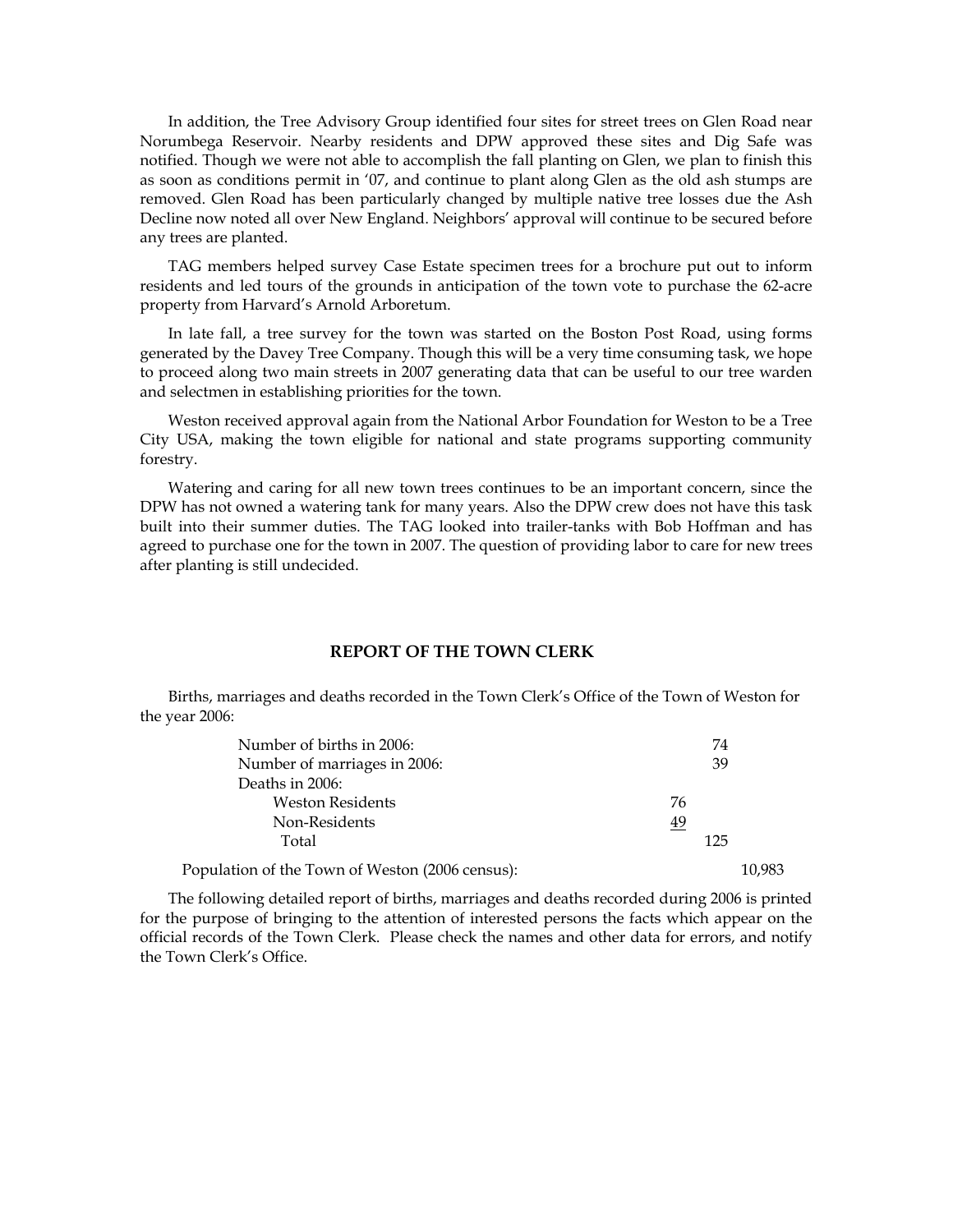In addition, the Tree Advisory Group identified four sites for street trees on Glen Road near Norumbega Reservoir. Nearby residents and DPW approved these sites and Dig Safe was notified. Though we were not able to accomplish the fall planting on Glen, we plan to finish this as soon as conditions permit in '07, and continue to plant along Glen as the old ash stumps are removed. Glen Road has been particularly changed by multiple native tree losses due the Ash Decline now noted all over New England. Neighbors' approval will continue to be secured before any trees are planted.

TAG members helped survey Case Estate specimen trees for a brochure put out to inform residents and led tours of the grounds in anticipation of the town vote to purchase the 62-acre property from Harvard's Arnold Arboretum.

In late fall, a tree survey for the town was started on the Boston Post Road, using forms generated by the Davey Tree Company. Though this will be a very time consuming task, we hope to proceed along two main streets in 2007 generating data that can be useful to our tree warden and selectmen in establishing priorities for the town.

Weston received approval again from the National Arbor Foundation for Weston to be a Tree City USA, making the town eligible for national and state programs supporting community forestry.

Watering and caring for all new town trees continues to be an important concern, since the DPW has not owned a watering tank for many years. Also the DPW crew does not have this task built into their summer duties. The TAG looked into trailer-tanks with Bob Hoffman and has agreed to purchase one for the town in 2007. The question of providing labor to care for new trees after planting is still undecided.

## REPORT OF THE TOWN CLERK

Births, marriages and deaths recorded in the Town Clerk's Office of the Town of Weston for the year 2006:

| | | |
|---|---|---|
| Number of births in 2006: | | 74 |
| Number of marriages in 2006: | | 39 |
| Deaths in 2006: | | |
| Weston Residents | 76 | |
| Non-Residents | 49 | |
| Total | | 125 |

Population of the Town of Weston (2006 census): 10,983

The following detailed report of births, marriages and deaths recorded during 2006 is printed for the purpose of bringing to the attention of interested persons the facts which appear on the official records of the Town Clerk. Please check the names and other data for errors, and notify the Town Clerk's Office.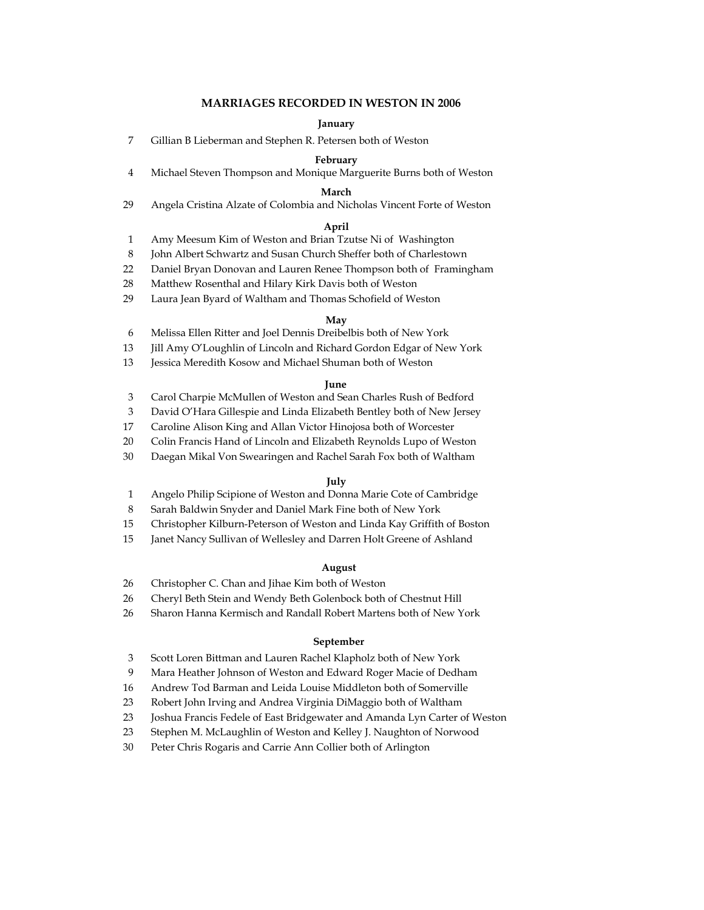# MARRIAGES RECORDED IN WESTON IN 2006

## January

7 Gillian B Lieberman and Stephen R. Petersen both of Weston

## February

4 Michael Steven Thompson and Monique Marguerite Burns both of Weston

## March

29 Angela Cristina Alzate of Colombia and Nicholas Vincent Forte of Weston

## April

1 Amy Meesum Kim of Weston and Brian Tzutse Ni of Washington
8 John Albert Schwartz and Susan Church Sheffer both of Charlestown
22 Daniel Bryan Donovan and Lauren Renee Thompson both of Framingham
28 Matthew Rosenthal and Hilary Kirk Davis both of Weston
29 Laura Jean Byard of Waltham and Thomas Schofield of Weston

## May

6 Melissa Ellen Ritter and Joel Dennis Dreibelbis both of New York
13 Jill Amy O'Loughlin of Lincoln and Richard Gordon Edgar of New York
13 Jessica Meredith Kosow and Michael Shuman both of Weston

## June

3 Carol Charpie McMullen of Weston and Sean Charles Rush of Bedford
3 David O'Hara Gillespie and Linda Elizabeth Bentley both of New Jersey
17 Caroline Alison King and Allan Victor Hinojosa both of Worcester
20 Colin Francis Hand of Lincoln and Elizabeth Reynolds Lupo of Weston
30 Daegan Mikal Von Swearingen and Rachel Sarah Fox both of Waltham

## July

1 Angelo Philip Scipione of Weston and Donna Marie Cote of Cambridge
8 Sarah Baldwin Snyder and Daniel Mark Fine both of New York
15 Christopher Kilburn-Peterson of Weston and Linda Kay Griffith of Boston
15 Janet Nancy Sullivan of Wellesley and Darren Holt Greene of Ashland

## August

26 Christopher C. Chan and Jihae Kim both of Weston
26 Cheryl Beth Stein and Wendy Beth Golenbock both of Chestnut Hill
26 Sharon Hanna Kermisch and Randall Robert Martens both of New York

## September

3 Scott Loren Bittman and Lauren Rachel Klapholz both of New York
9 Mara Heather Johnson of Weston and Edward Roger Macie of Dedham
16 Andrew Tod Barman and Leida Louise Middleton both of Somerville
23 Robert John Irving and Andrea Virginia DiMaggio both of Waltham
23 Joshua Francis Fedele of East Bridgewater and Amanda Lyn Carter of Weston
23 Stephen M. McLaughlin of Weston and Kelley J. Naughton of Norwood
30 Peter Chris Rogaris and Carrie Ann Collier both of Arlington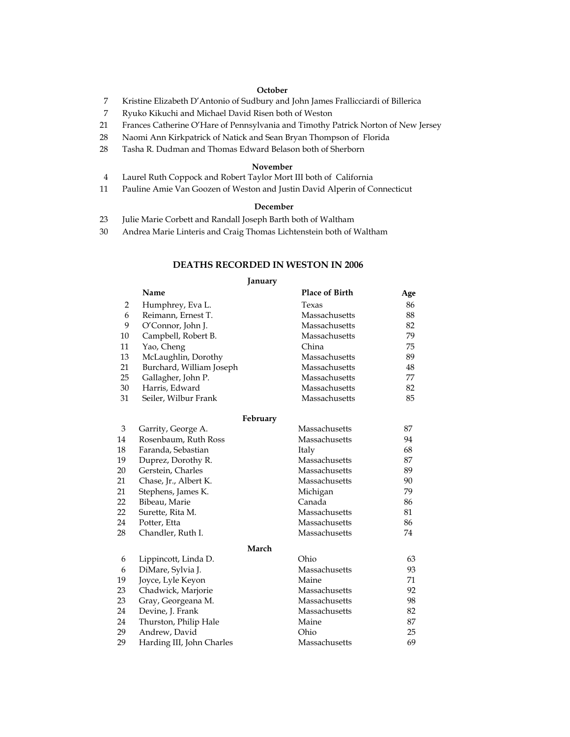**October**

7 Kristine Elizabeth D'Antonio of Sudbury and John James Frallicciardi of Billerica
7 Ryuko Kikuchi and Michael David Risen both of Weston
21 Frances Catherine O'Hare of Pennsylvania and Timothy Patrick Norton of New Jersey
28 Naomi Ann Kirkpatrick of Natick and Sean Bryan Thompson of Florida
28 Tasha R. Dudman and Thomas Edward Belason both of Sherborn

**November**

4 Laurel Ruth Coppock and Robert Taylor Mort III both of California
11 Pauline Amie Van Goozen of Weston and Justin David Alperin of Connecticut

**December**

23 Julie Marie Corbett and Randall Joseph Barth both of Waltham
30 Andrea Marie Linteris and Craig Thomas Lichtenstein both of Waltham

## DEATHS RECORDED IN WESTON IN 2006

**January**

| | Name | Place of Birth | Age |
|---|---|---|---|
| 2 | Humphrey, Eva L. | Texas | 86 |
| 6 | Reimann, Ernest T. | Massachusetts | 88 |
| 9 | O'Connor, John J. | Massachusetts | 82 |
| 10 | Campbell, Robert B. | Massachusetts | 79 |
| 11 | Yao, Cheng | China | 75 |
| 13 | McLaughlin, Dorothy | Massachusetts | 89 |
| 21 | Burchard, William Joseph | Massachusetts | 48 |
| 25 | Gallagher, John P. | Massachusetts | 77 |
| 30 | Harris, Edward | Massachusetts | 82 |
| 31 | Seiler, Wilbur Frank | Massachusetts | 85 |

**February**

| | | | |
|---|---|---|---|
| 3 | Garrity, George A. | Massachusetts | 87 |
| 14 | Rosenbaum, Ruth Ross | Massachusetts | 94 |
| 18 | Faranda, Sebastian | Italy | 68 |
| 19 | Duprez, Dorothy R. | Massachusetts | 87 |
| 20 | Gerstein, Charles | Massachusetts | 89 |
| 21 | Chase, Jr., Albert K. | Massachusetts | 90 |
| 21 | Stephens, James K. | Michigan | 79 |
| 22 | Bibeau, Marie | Canada | 86 |
| 22 | Surette, Rita M. | Massachusetts | 81 |
| 24 | Potter, Etta | Massachusetts | 86 |
| 28 | Chandler, Ruth I. | Massachusetts | 74 |

**March**

| | | | |
|---|---|---|---|
| 6 | Lippincott, Linda D. | Ohio | 63 |
| 6 | DiMare, Sylvia J. | Massachusetts | 93 |
| 19 | Joyce, Lyle Keyon | Maine | 71 |
| 23 | Chadwick, Marjorie | Massachusetts | 92 |
| 23 | Gray, Georgeana M. | Massachusetts | 98 |
| 24 | Devine, J. Frank | Massachusetts | 82 |
| 24 | Thurston, Philip Hale | Maine | 87 |
| 29 | Andrew, David | Ohio | 25 |
| 29 | Harding III, John Charles | Massachusetts | 69 |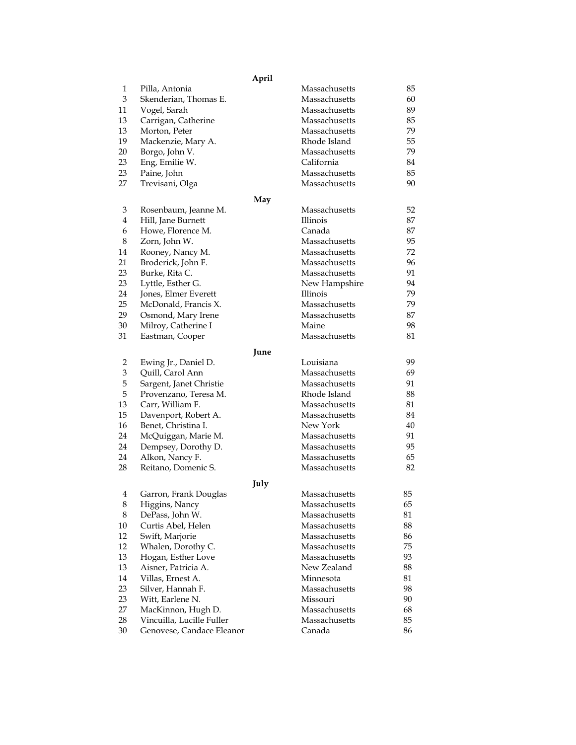**April**

| | | | |
|---|---|---|---|
| 1 | Pilla, Antonia | Massachusetts | 85 |
| 3 | Skenderian, Thomas E. | Massachusetts | 60 |
| 11 | Vogel, Sarah | Massachusetts | 89 |
| 13 | Carrigan, Catherine | Massachusetts | 85 |
| 13 | Morton, Peter | Massachusetts | 79 |
| 19 | Mackenzie, Mary A. | Rhode Island | 55 |
| 20 | Borgo, John V. | Massachusetts | 79 |
| 23 | Eng, Emilie W. | California | 84 |
| 23 | Paine, John | Massachusetts | 85 |
| 27 | Trevisani, Olga | Massachusetts | 90 |

**May**

| | | | |
|---|---|---|---|
| 3 | Rosenbaum, Jeanne M. | Massachusetts | 52 |
| 4 | Hill, Jane Burnett | Illinois | 87 |
| 6 | Howe, Florence M. | Canada | 87 |
| 8 | Zorn, John W. | Massachusetts | 95 |
| 14 | Rooney, Nancy M. | Massachusetts | 72 |
| 21 | Broderick, John F. | Massachusetts | 96 |
| 23 | Burke, Rita C. | Massachusetts | 91 |
| 23 | Lyttle, Esther G. | New Hampshire | 94 |
| 24 | Jones, Elmer Everett | Illinois | 79 |
| 25 | McDonald, Francis X. | Massachusetts | 79 |
| 29 | Osmond, Mary Irene | Massachusetts | 87 |
| 30 | Milroy, Catherine I | Maine | 98 |
| 31 | Eastman, Cooper | Massachusetts | 81 |

**June**

| | | | |
|---|---|---|---|
| 2 | Ewing Jr., Daniel D. | Louisiana | 99 |
| 3 | Quill, Carol Ann | Massachusetts | 69 |
| 5 | Sargent, Janet Christie | Massachusetts | 91 |
| 5 | Provenzano, Teresa M. | Rhode Island | 88 |
| 13 | Carr, William F. | Massachusetts | 81 |
| 15 | Davenport, Robert A. | Massachusetts | 84 |
| 16 | Benet, Christina I. | New York | 40 |
| 24 | McQuiggan, Marie M. | Massachusetts | 91 |
| 24 | Dempsey, Dorothy D. | Massachusetts | 95 |
| 24 | Alkon, Nancy F. | Massachusetts | 65 |
| 28 | Reitano, Domenic S. | Massachusetts | 82 |

**July**

| | | | |
|---|---|---|---|
| 4 | Garron, Frank Douglas | Massachusetts | 85 |
| 8 | Higgins, Nancy | Massachusetts | 65 |
| 8 | DePass, John W. | Massachusetts | 81 |
| 10 | Curtis Abel, Helen | Massachusetts | 88 |
| 12 | Swift, Marjorie | Massachusetts | 86 |
| 12 | Whalen, Dorothy C. | Massachusetts | 75 |
| 13 | Hogan, Esther Love | Massachusetts | 93 |
| 13 | Aisner, Patricia A. | New Zealand | 88 |
| 14 | Villas, Ernest A. | Minnesota | 81 |
| 23 | Silver, Hannah F. | Massachusetts | 98 |
| 23 | Witt, Earlene N. | Missouri | 90 |
| 27 | MacKinnon, Hugh D. | Massachusetts | 68 |
| 28 | Vincuilla, Lucille Fuller | Massachusetts | 85 |
| 30 | Genovese, Candace Eleanor | Canada | 86 |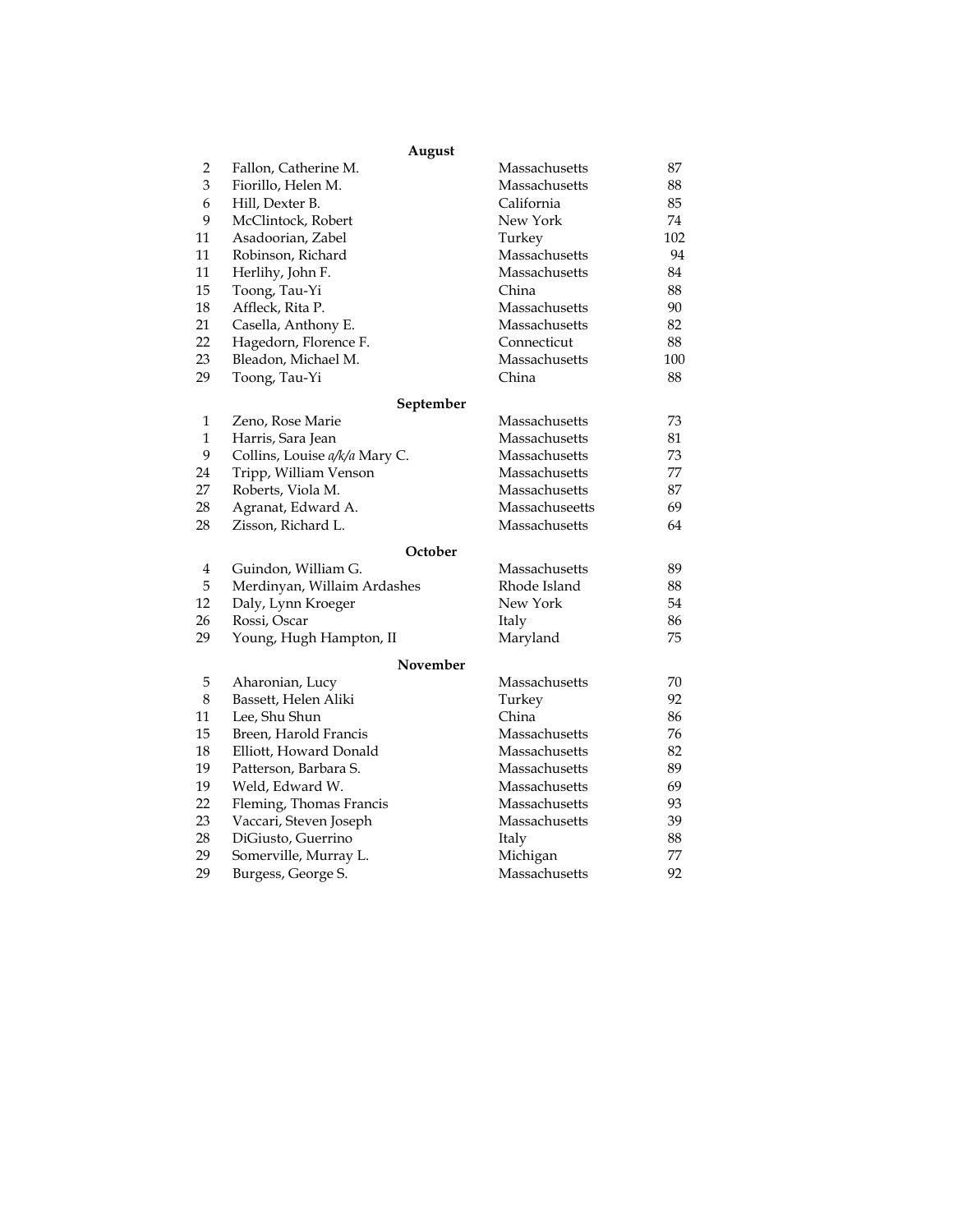**August**

| | | | |
|---|---|---|---|
| 2 | Fallon, Catherine M. | Massachusetts | 87 |
| 3 | Fiorillo, Helen M. | Massachusetts | 88 |
| 6 | Hill, Dexter B. | California | 85 |
| 9 | McClintock, Robert | New York | 74 |
| 11 | Asadoorian, Zabel | Turkey | 102 |
| 11 | Robinson, Richard | Massachusetts | 94 |
| 11 | Herlihy, John F. | Massachusetts | 84 |
| 15 | Toong, Tau-Yi | China | 88 |
| 18 | Affleck, Rita P. | Massachusetts | 90 |
| 21 | Casella, Anthony E. | Massachusetts | 82 |
| 22 | Hagedorn, Florence F. | Connecticut | 88 |
| 23 | Bleadon, Michael M. | Massachusetts | 100 |
| 29 | Toong, Tau-Yi | China | 88 |

**September**

| | | | |
|---|---|---|---|
| 1 | Zeno, Rose Marie | Massachusetts | 73 |
| 1 | Harris, Sara Jean | Massachusetts | 81 |
| 9 | Collins, Louise *a/k/a* Mary C. | Massachusetts | 73 |
| 24 | Tripp, William Venson | Massachusetts | 77 |
| 27 | Roberts, Viola M. | Massachusetts | 87 |
| 28 | Agranat, Edward A. | Massachuseetts | 69 |
| 28 | Zisson, Richard L. | Massachusetts | 64 |

**October**

| | | | |
|---|---|---|---|
| 4 | Guindon, William G. | Massachusetts | 89 |
| 5 | Merdinyan, Willaim Ardashes | Rhode Island | 88 |
| 12 | Daly, Lynn Kroeger | New York | 54 |
| 26 | Rossi, Oscar | Italy | 86 |
| 29 | Young, Hugh Hampton, II | Maryland | 75 |

**November**

| | | | |
|---|---|---|---|
| 5 | Aharonian, Lucy | Massachusetts | 70 |
| 8 | Bassett, Helen Aliki | Turkey | 92 |
| 11 | Lee, Shu Shun | China | 86 |
| 15 | Breen, Harold Francis | Massachusetts | 76 |
| 18 | Elliott, Howard Donald | Massachusetts | 82 |
| 19 | Patterson, Barbara S. | Massachusetts | 89 |
| 19 | Weld, Edward W. | Massachusetts | 69 |
| 22 | Fleming, Thomas Francis | Massachusetts | 93 |
| 23 | Vaccari, Steven Joseph | Massachusetts | 39 |
| 28 | DiGiusto, Guerrino | Italy | 88 |
| 29 | Somerville, Murray L. | Michigan | 77 |
| 29 | Burgess, George S. | Massachusetts | 92 |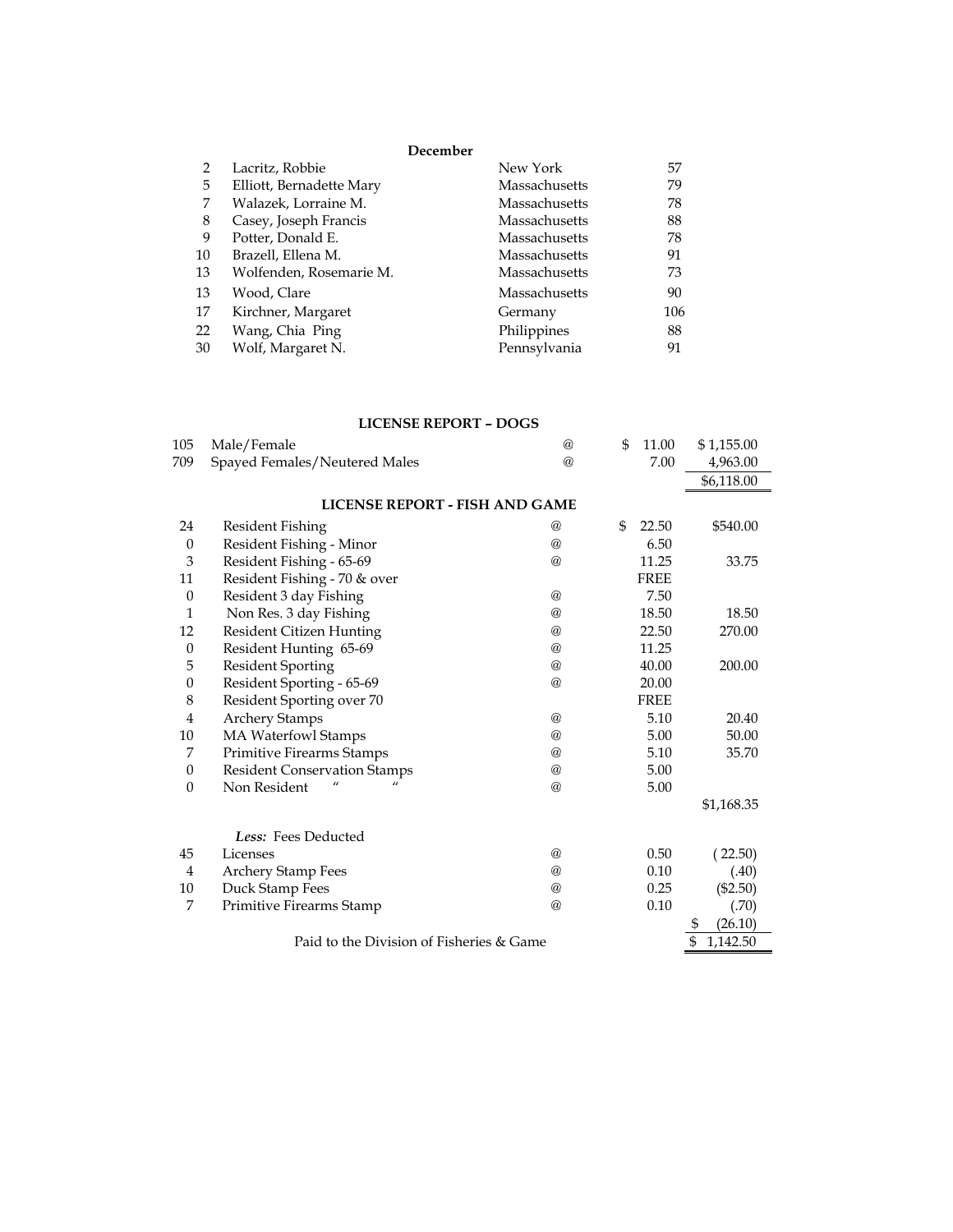**December**

| | | | |
|---|---|---|---|
| 2 | Lacritz, Robbie | New York | 57 |
| 5 | Elliott, Bernadette Mary | Massachusetts | 79 |
| 7 | Walazek, Lorraine M. | Massachusetts | 78 |
| 8 | Casey, Joseph Francis | Massachusetts | 88 |
| 9 | Potter, Donald E. | Massachusetts | 78 |
| 10 | Brazell, Ellena M. | Massachusetts | 91 |
| 13 | Wolfenden, Rosemarie M. | Massachusetts | 73 |
| 13 | Wood, Clare | Massachusetts | 90 |
| 17 | Kirchner, Margaret | Germany | 106 |
| 22 | Wang, Chia Ping | Philippines | 88 |
| 30 | Wolf, Margaret N. | Pennsylvania | 91 |

**LICENSE REPORT – DOGS**

| | | | | |
|---|---|---|---|---|
| 105 | Male/Female | @ | $ 11.00 | $ 1,155.00 |
| 709 | Spayed Females/Neutered Males | @ | 7.00 | 4,963.00 |
| | | | | $6,118.00 |

**LICENSE REPORT - FISH AND GAME**

| | | | | |
|---|---|---|---|---|
| 24 | Resident Fishing | @ | $ 22.50 | $540.00 |
| 0 | Resident Fishing - Minor | @ | 6.50 | |
| 3 | Resident Fishing - 65-69 | @ | 11.25 | 33.75 |
| 11 | Resident Fishing - 70 & over | | FREE | |
| 0 | Resident 3 day Fishing | @ | 7.50 | |
| 1 | Non Res. 3 day Fishing | @ | 18.50 | 18.50 |
| 12 | Resident Citizen Hunting | @ | 22.50 | 270.00 |
| 0 | Resident Hunting 65-69 | @ | 11.25 | |
| 5 | Resident Sporting | @ | 40.00 | 200.00 |
| 0 | Resident Sporting - 65-69 | @ | 20.00 | |
| 8 | Resident Sporting over 70 | | FREE | |
| 4 | Archery Stamps | @ | 5.10 | 20.40 |
| 10 | MA Waterfowl Stamps | @ | 5.00 | 50.00 |
| 7 | Primitive Firearms Stamps | @ | 5.10 | 35.70 |
| 0 | Resident Conservation Stamps | @ | 5.00 | |
| 0 | Non Resident " " | @ | 5.00 | |
| | | | | $1,168.35 |
| | *Less:* Fees Deducted | | | |
| 45 | Licenses | @ | 0.50 | ( 22.50) |
| 4 | Archery Stamp Fees | @ | 0.10 | (.40) |
| 10 | Duck Stamp Fees | @ | 0.25 | ($2.50) |
| 7 | Primitive Firearms Stamp | @ | 0.10 | (.70) |
| | | | | $ (26.10) |
| | Paid to the Division of Fisheries & Game | | | $ 1,142.50 |